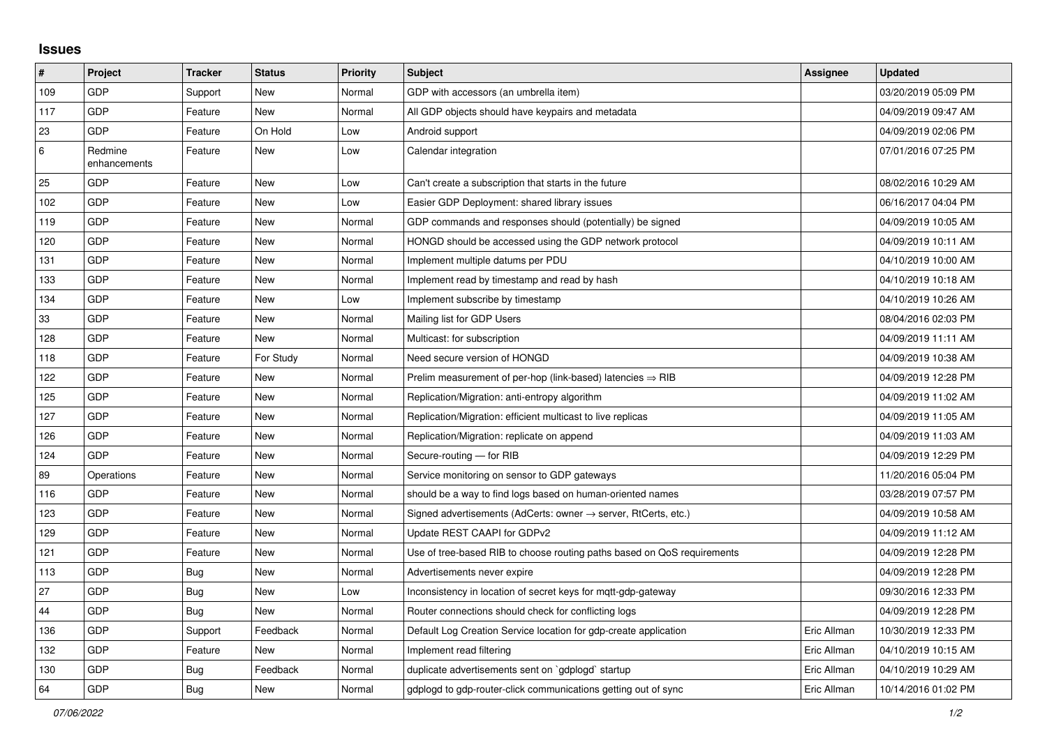## Issues

| # | Project | Tracker | Status | Priority | Subject | Assignee | Updated |
|---|---|---|---|---|---|---|---|
| 109 | GDP | Support | New | Normal | GDP with accessors (an umbrella item) | | 03/20/2019 05:09 PM |
| 117 | GDP | Feature | New | Normal | All GDP objects should have keypairs and metadata | | 04/09/2019 09:47 AM |
| 23 | GDP | Feature | On Hold | Low | Android support | | 04/09/2019 02:06 PM |
| 6 | Redmine enhancements | Feature | New | Low | Calendar integration | | 07/01/2016 07:25 PM |
| 25 | GDP | Feature | New | Low | Can't create a subscription that starts in the future | | 08/02/2016 10:29 AM |
| 102 | GDP | Feature | New | Low | Easier GDP Deployment: shared library issues | | 06/16/2017 04:04 PM |
| 119 | GDP | Feature | New | Normal | GDP commands and responses should (potentially) be signed | | 04/09/2019 10:05 AM |
| 120 | GDP | Feature | New | Normal | HONGD should be accessed using the GDP network protocol | | 04/09/2019 10:11 AM |
| 131 | GDP | Feature | New | Normal | Implement multiple datums per PDU | | 04/10/2019 10:00 AM |
| 133 | GDP | Feature | New | Normal | Implement read by timestamp and read by hash | | 04/10/2019 10:18 AM |
| 134 | GDP | Feature | New | Low | Implement subscribe by timestamp | | 04/10/2019 10:26 AM |
| 33 | GDP | Feature | New | Normal | Mailing list for GDP Users | | 08/04/2016 02:03 PM |
| 128 | GDP | Feature | New | Normal | Multicast: for subscription | | 04/09/2019 11:11 AM |
| 118 | GDP | Feature | For Study | Normal | Need secure version of HONGD | | 04/09/2019 10:38 AM |
| 122 | GDP | Feature | New | Normal | Prelim measurement of per-hop (link-based) latencies ⇒ RIB | | 04/09/2019 12:28 PM |
| 125 | GDP | Feature | New | Normal | Replication/Migration: anti-entropy algorithm | | 04/09/2019 11:02 AM |
| 127 | GDP | Feature | New | Normal | Replication/Migration: efficient multicast to live replicas | | 04/09/2019 11:05 AM |
| 126 | GDP | Feature | New | Normal | Replication/Migration: replicate on append | | 04/09/2019 11:03 AM |
| 124 | GDP | Feature | New | Normal | Secure-routing — for RIB | | 04/09/2019 12:29 PM |
| 89 | Operations | Feature | New | Normal | Service monitoring on sensor to GDP gateways | | 11/20/2016 05:04 PM |
| 116 | GDP | Feature | New | Normal | should be a way to find logs based on human-oriented names | | 03/28/2019 07:57 PM |
| 123 | GDP | Feature | New | Normal | Signed advertisements (AdCerts: owner → server, RtCerts, etc.) | | 04/09/2019 10:58 AM |
| 129 | GDP | Feature | New | Normal | Update REST CAAPI for GDPv2 | | 04/09/2019 11:12 AM |
| 121 | GDP | Feature | New | Normal | Use of tree-based RIB to choose routing paths based on QoS requirements | | 04/09/2019 12:28 PM |
| 113 | GDP | Bug | New | Normal | Advertisements never expire | | 04/09/2019 12:28 PM |
| 27 | GDP | Bug | New | Low | Inconsistency in location of secret keys for mqtt-gdp-gateway | | 09/30/2016 12:33 PM |
| 44 | GDP | Bug | New | Normal | Router connections should check for conflicting logs | | 04/09/2019 12:28 PM |
| 136 | GDP | Support | Feedback | Normal | Default Log Creation Service location for gdp-create application | Eric Allman | 10/30/2019 12:33 PM |
| 132 | GDP | Feature | New | Normal | Implement read filtering | Eric Allman | 04/10/2019 10:15 AM |
| 130 | GDP | Bug | Feedback | Normal | duplicate advertisements sent on `gdplogd` startup | Eric Allman | 04/10/2019 10:29 AM |
| 64 | GDP | Bug | New | Normal | gdplogd to gdp-router-click communications getting out of sync | Eric Allman | 10/14/2016 01:02 PM |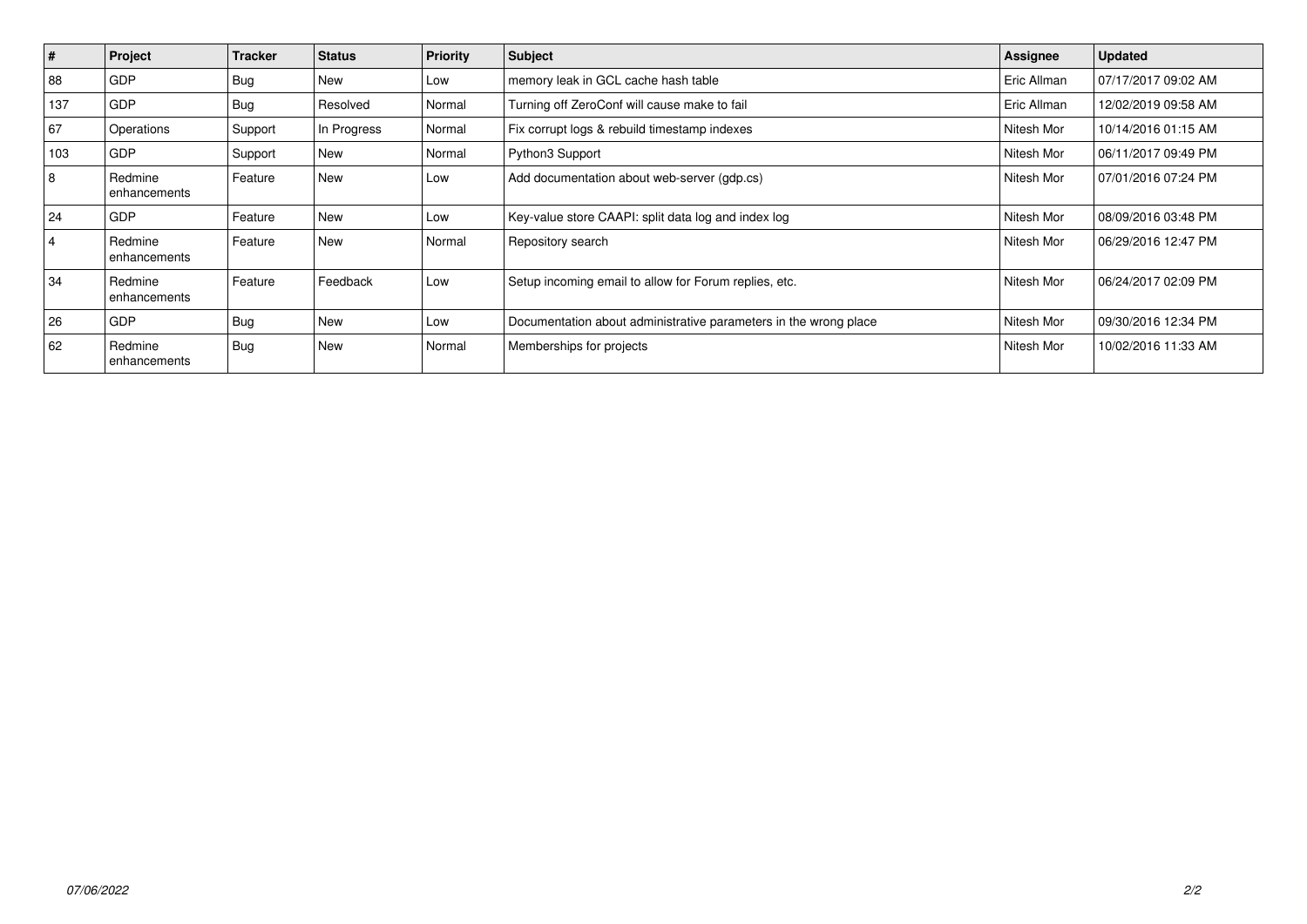| # | Project | Tracker | Status | Priority | Subject | Assignee | Updated |
|---|---|---|---|---|---|---|---|
| 88 | GDP | Bug | New | Low | memory leak in GCL cache hash table | Eric Allman | 07/17/2017 09:02 AM |
| 137 | GDP | Bug | Resolved | Normal | Turning off ZeroConf will cause make to fail | Eric Allman | 12/02/2019 09:58 AM |
| 67 | Operations | Support | In Progress | Normal | Fix corrupt logs & rebuild timestamp indexes | Nitesh Mor | 10/14/2016 01:15 AM |
| 103 | GDP | Support | New | Normal | Python3 Support | Nitesh Mor | 06/11/2017 09:49 PM |
| 8 | Redmine enhancements | Feature | New | Low | Add documentation about web-server (gdp.cs) | Nitesh Mor | 07/01/2016 07:24 PM |
| 24 | GDP | Feature | New | Low | Key-value store CAAPI: split data log and index log | Nitesh Mor | 08/09/2016 03:48 PM |
| 4 | Redmine enhancements | Feature | New | Normal | Repository search | Nitesh Mor | 06/29/2016 12:47 PM |
| 34 | Redmine enhancements | Feature | Feedback | Low | Setup incoming email to allow for Forum replies, etc. | Nitesh Mor | 06/24/2017 02:09 PM |
| 26 | GDP | Bug | New | Low | Documentation about administrative parameters in the wrong place | Nitesh Mor | 09/30/2016 12:34 PM |
| 62 | Redmine enhancements | Bug | New | Normal | Memberships for projects | Nitesh Mor | 10/02/2016 11:33 AM |